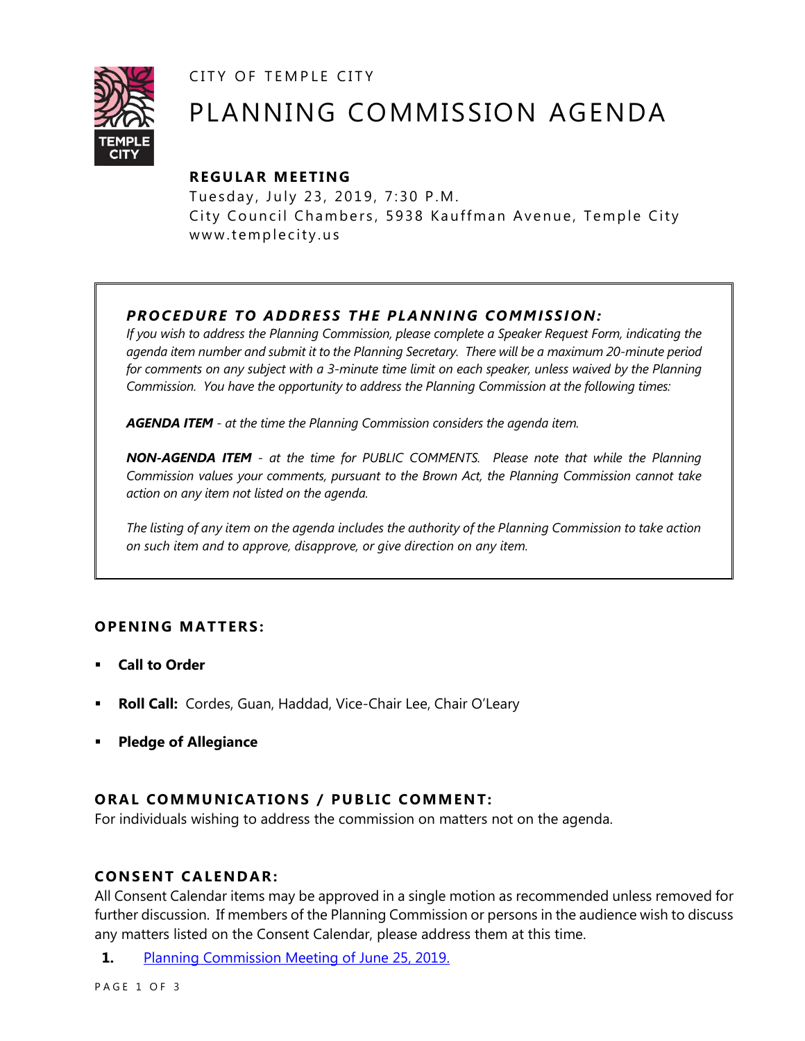CITY OF TEMPLE CITY

# PLANNING COMMISSION AGENDA

**REGULAR MEETING**

Tuesday, July 23, 2019, 7:30 P.M.
City Council Chambers, 5938 Kauffman Avenue, Temple City
www.templecity.us

***PROCEDURE TO ADDRESS THE PLANNING COMMISSION:***

*If you wish to address the Planning Commission, please complete a Speaker Request Form, indicating the agenda item number and submit it to the Planning Secretary. There will be a maximum 20-minute period for comments on any subject with a 3-minute time limit on each speaker, unless waived by the Planning Commission. You have the opportunity to address the Planning Commission at the following times:*

***AGENDA ITEM*** *- at the time the Planning Commission considers the agenda item.*

***NON-AGENDA ITEM*** *- at the time for PUBLIC COMMENTS. Please note that while the Planning Commission values your comments, pursuant to the Brown Act, the Planning Commission cannot take action on any item not listed on the agenda.*

*The listing of any item on the agenda includes the authority of the Planning Commission to take action on such item and to approve, disapprove, or give direction on any item.*

## OPENING MATTERS:

- **Call to Order**
- **Roll Call:** Cordes, Guan, Haddad, Vice-Chair Lee, Chair O'Leary
- **Pledge of Allegiance**

## ORAL COMMUNICATIONS / PUBLIC COMMENT:

For individuals wishing to address the commission on matters not on the agenda.

## CONSENT CALENDAR:

All Consent Calendar items may be approved in a single motion as recommended unless removed for further discussion. If members of the Planning Commission or persons in the audience wish to discuss any matters listed on the Consent Calendar, please address them at this time.

**1.** Planning Commission Meeting of June 25, 2019.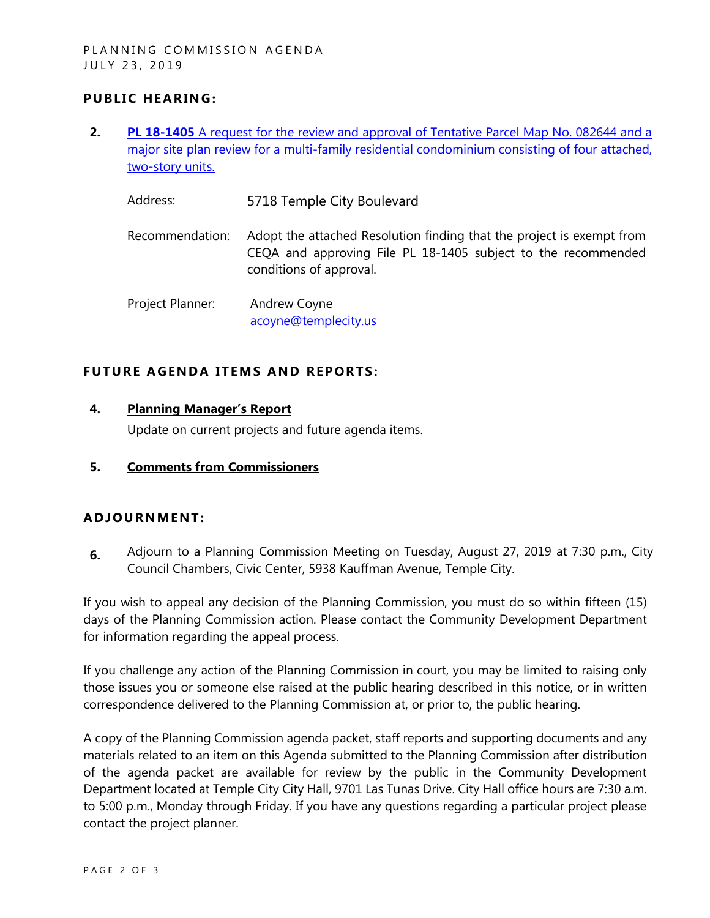## PUBLIC HEARING:

**2.** **PL 18-1405** A request for the review and approval of Tentative Parcel Map No. 082644 and a major site plan review for a multi-family residential condominium consisting of four attached, two-story units.

Address: 5718 Temple City Boulevard

Recommendation: Adopt the attached Resolution finding that the project is exempt from CEQA and approving File PL 18-1405 subject to the recommended conditions of approval.

Project Planner: Andrew Coyne
acoyne@templecity.us

## FUTURE AGENDA ITEMS AND REPORTS:

**4.** **Planning Manager's Report**

Update on current projects and future agenda items.

**5.** **Comments from Commissioners**

## ADJOURNMENT:

**6.** Adjourn to a Planning Commission Meeting on Tuesday, August 27, 2019 at 7:30 p.m., City Council Chambers, Civic Center, 5938 Kauffman Avenue, Temple City.

If you wish to appeal any decision of the Planning Commission, you must do so within fifteen (15) days of the Planning Commission action. Please contact the Community Development Department for information regarding the appeal process.

If you challenge any action of the Planning Commission in court, you may be limited to raising only those issues you or someone else raised at the public hearing described in this notice, or in written correspondence delivered to the Planning Commission at, or prior to, the public hearing.

A copy of the Planning Commission agenda packet, staff reports and supporting documents and any materials related to an item on this Agenda submitted to the Planning Commission after distribution of the agenda packet are available for review by the public in the Community Development Department located at Temple City City Hall, 9701 Las Tunas Drive. City Hall office hours are 7:30 a.m. to 5:00 p.m., Monday through Friday. If you have any questions regarding a particular project please contact the project planner.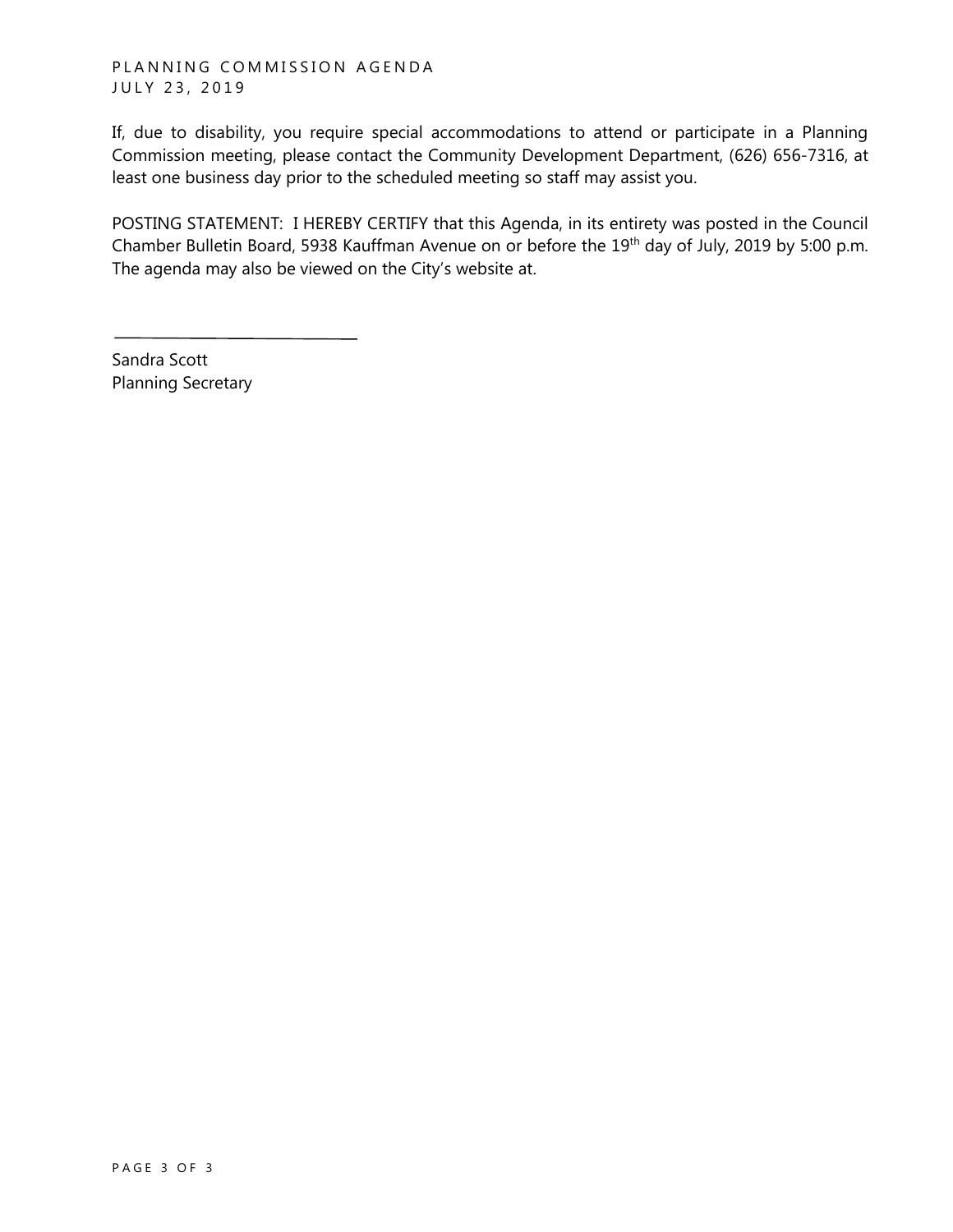If, due to disability, you require special accommodations to attend or participate in a Planning Commission meeting, please contact the Community Development Department, (626) 656-7316, at least one business day prior to the scheduled meeting so staff may assist you.

POSTING STATEMENT: I HEREBY CERTIFY that this Agenda, in its entirety was posted in the Council Chamber Bulletin Board, 5938 Kauffman Avenue on or before the 19th day of July, 2019 by 5:00 p.m. The agenda may also be viewed on the City's website at.

\_\_\_\_\_\_\_\_\_\_\_\_\_\_\_\_\_\_\_\_\_\_\_\_\_\_\_\_

Sandra Scott
Planning Secretary